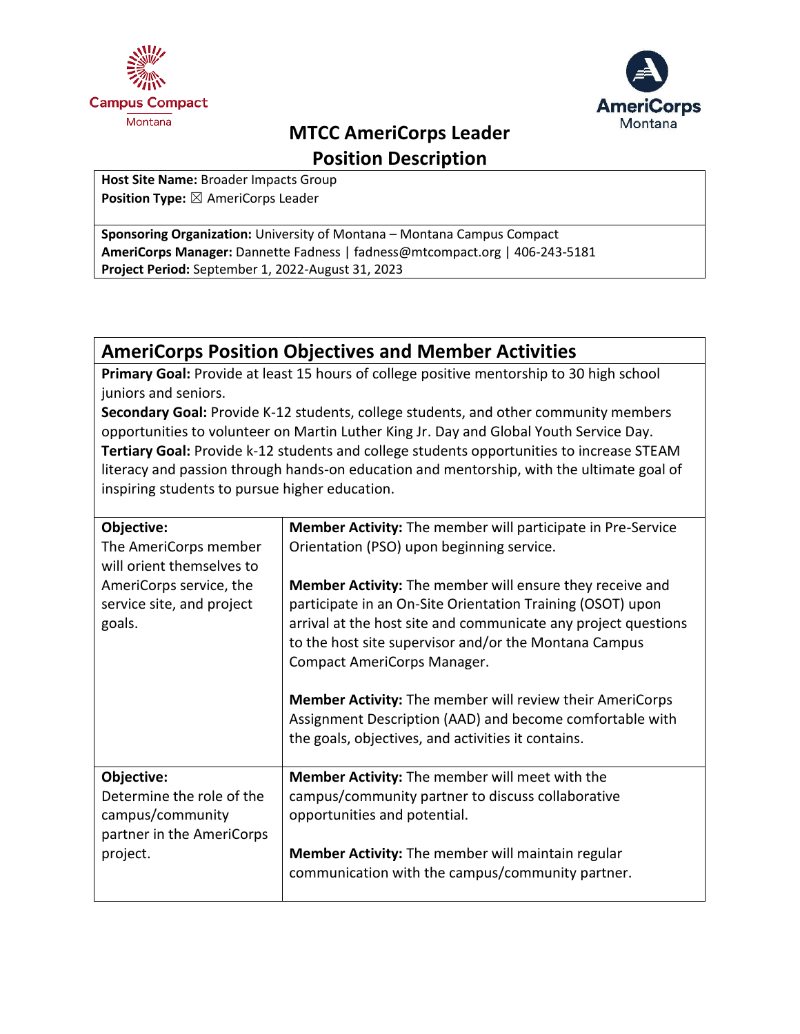# MTCC AmeriCorps Leader Position Description

**Host Site Name:** Broader Impacts Group
**Position Type:** ☒ AmeriCorps Leader

**Sponsoring Organization:** University of Montana – Montana Campus Compact
**AmeriCorps Manager:** Dannette Fadness | fadness@mtcompact.org | 406-243-5181
**Project Period:** September 1, 2022-August 31, 2023

## AmeriCorps Position Objectives and Member Activities

**Primary Goal:** Provide at least 15 hours of college positive mentorship to 30 high school juniors and seniors.
**Secondary Goal:** Provide K-12 students, college students, and other community members opportunities to volunteer on Martin Luther King Jr. Day and Global Youth Service Day.
**Tertiary Goal:** Provide k-12 students and college students opportunities to increase STEAM literacy and passion through hands-on education and mentorship, with the ultimate goal of inspiring students to pursue higher education.

| Objective | Member Activities |
| --- | --- |
| **Objective:** The AmeriCorps member will orient themselves to AmeriCorps service, the service site, and project goals. | **Member Activity:** The member will participate in Pre-Service Orientation (PSO) upon beginning service.<br><br>**Member Activity:** The member will ensure they receive and participate in an On-Site Orientation Training (OSOT) upon arrival at the host site and communicate any project questions to the host site supervisor and/or the Montana Campus Compact AmeriCorps Manager.<br><br>**Member Activity:** The member will review their AmeriCorps Assignment Description (AAD) and become comfortable with the goals, objectives, and activities it contains. |
| **Objective:** Determine the role of the campus/community partner in the AmeriCorps project. | **Member Activity:** The member will meet with the campus/community partner to discuss collaborative opportunities and potential.<br><br>**Member Activity:** The member will maintain regular communication with the campus/community partner. |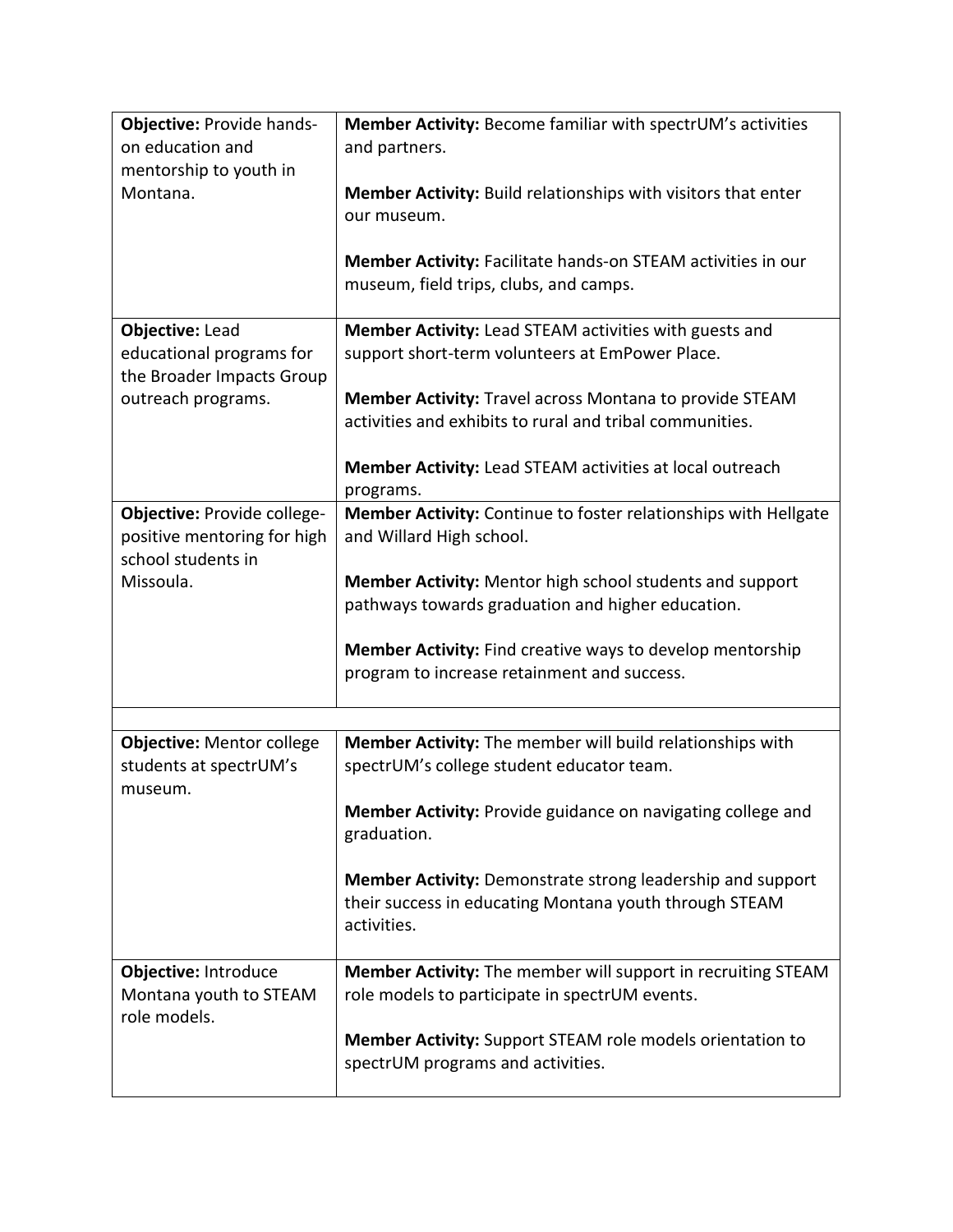| **Objective:** Provide hands-on education and mentorship to youth in Montana. | **Member Activity:** Become familiar with spectrUM's activities and partners.<br><br>**Member Activity:** Build relationships with visitors that enter our museum.<br><br>**Member Activity:** Facilitate hands-on STEAM activities in our museum, field trips, clubs, and camps. |
|---|---|
| **Objective:** Lead educational programs for the Broader Impacts Group outreach programs. | **Member Activity:** Lead STEAM activities with guests and support short-term volunteers at EmPower Place.<br><br>**Member Activity:** Travel across Montana to provide STEAM activities and exhibits to rural and tribal communities.<br><br>**Member Activity:** Lead STEAM activities at local outreach programs. |
| **Objective:** Provide college-positive mentoring for high school students in Missoula. | **Member Activity:** Continue to foster relationships with Hellgate and Willard High school.<br><br>**Member Activity:** Mentor high school students and support pathways towards graduation and higher education.<br><br>**Member Activity:** Find creative ways to develop mentorship program to increase retainment and success. |
| | |
| **Objective:** Mentor college students at spectrUM's museum. | **Member Activity:** The member will build relationships with spectrUM's college student educator team.<br><br>**Member Activity:** Provide guidance on navigating college and graduation.<br><br>**Member Activity:** Demonstrate strong leadership and support their success in educating Montana youth through STEAM activities. |
| **Objective:** Introduce Montana youth to STEAM role models. | **Member Activity:** The member will support in recruiting STEAM role models to participate in spectrUM events.<br><br>**Member Activity:** Support STEAM role models orientation to spectrUM programs and activities. |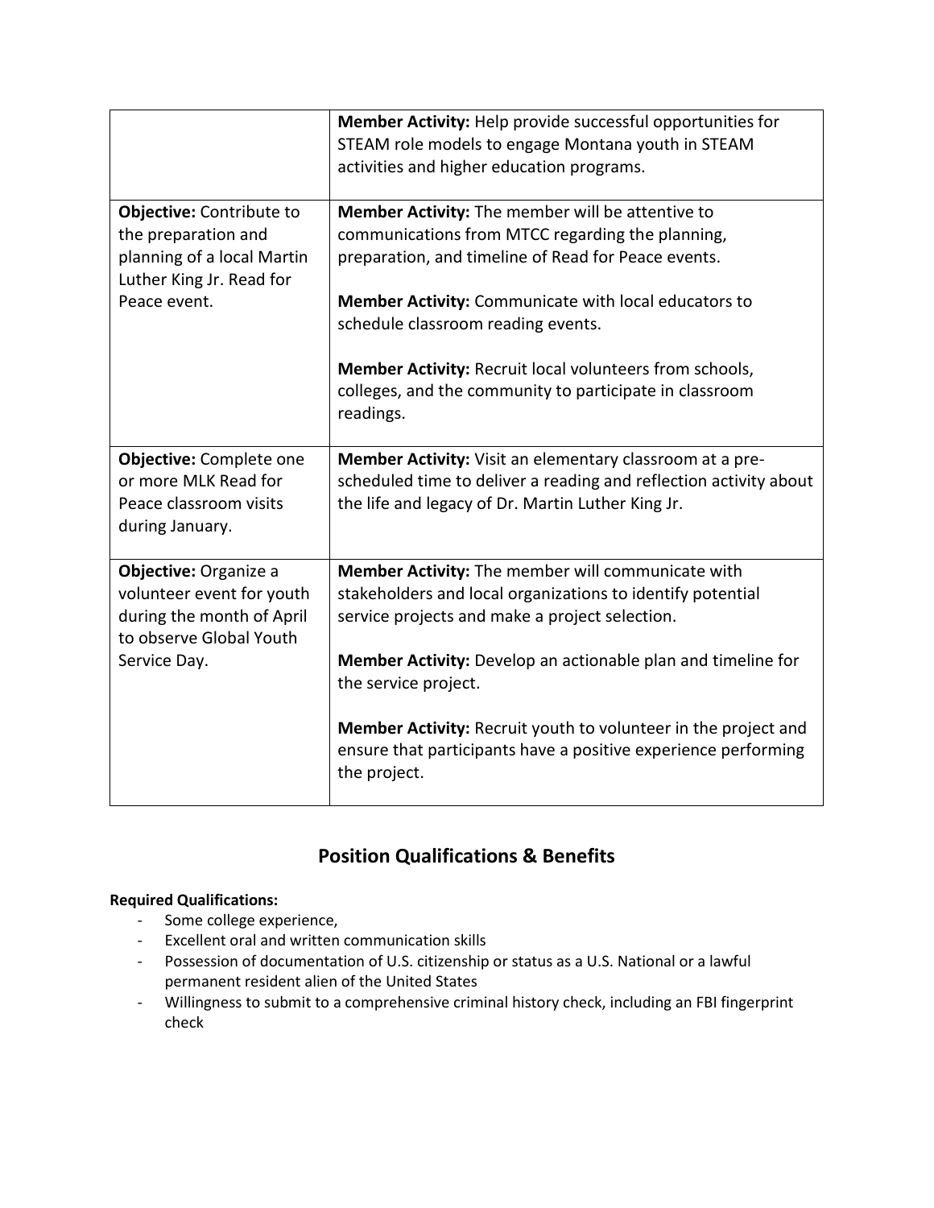| | |
|---|---|
| | **Member Activity:** Help provide successful opportunities for STEAM role models to engage Montana youth in STEAM activities and higher education programs. |
| **Objective:** Contribute to the preparation and planning of a local Martin Luther King Jr. Read for Peace event. | **Member Activity:** The member will be attentive to communications from MTCC regarding the planning, preparation, and timeline of Read for Peace events.<br><br>**Member Activity:** Communicate with local educators to schedule classroom reading events.<br><br>**Member Activity:** Recruit local volunteers from schools, colleges, and the community to participate in classroom readings. |
| **Objective:** Complete one or more MLK Read for Peace classroom visits during January. | **Member Activity:** Visit an elementary classroom at a pre-scheduled time to deliver a reading and reflection activity about the life and legacy of Dr. Martin Luther King Jr. |
| **Objective:** Organize a volunteer event for youth during the month of April to observe Global Youth Service Day. | **Member Activity:** The member will communicate with stakeholders and local organizations to identify potential service projects and make a project selection.<br><br>**Member Activity:** Develop an actionable plan and timeline for the service project.<br><br>**Member Activity:** Recruit youth to volunteer in the project and ensure that participants have a positive experience performing the project. |

## Position Qualifications & Benefits

**Required Qualifications:**

- Some college experience,
- Excellent oral and written communication skills
- Possession of documentation of U.S. citizenship or status as a U.S. National or a lawful permanent resident alien of the United States
- Willingness to submit to a comprehensive criminal history check, including an FBI fingerprint check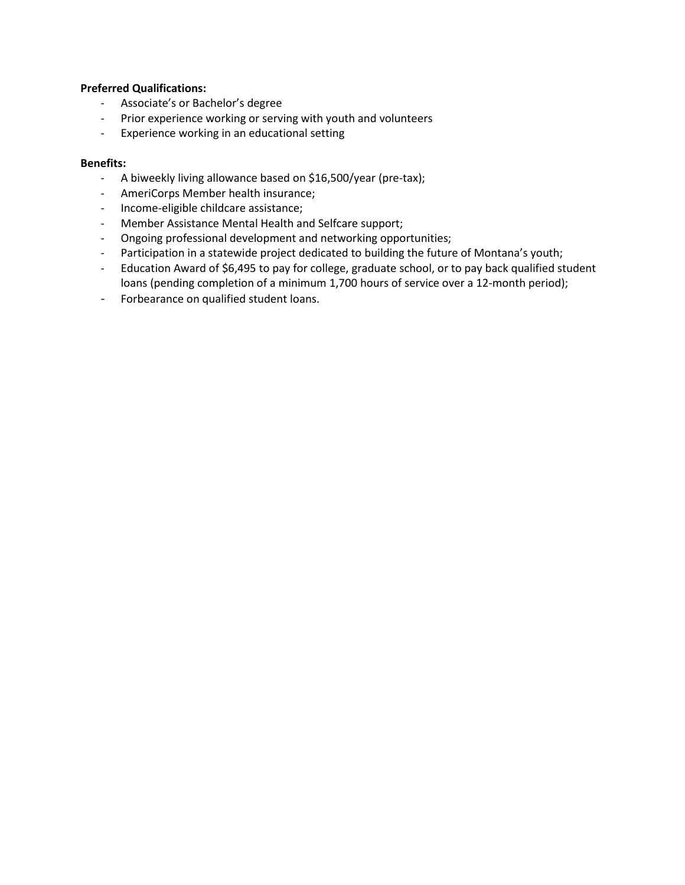**Preferred Qualifications:**

- Associate's or Bachelor's degree
- Prior experience working or serving with youth and volunteers
- Experience working in an educational setting

**Benefits:**

- A biweekly living allowance based on $16,500/year (pre-tax);
- AmeriCorps Member health insurance;
- Income-eligible childcare assistance;
- Member Assistance Mental Health and Selfcare support;
- Ongoing professional development and networking opportunities;
- Participation in a statewide project dedicated to building the future of Montana's youth;
- Education Award of $6,495 to pay for college, graduate school, or to pay back qualified student loans (pending completion of a minimum 1,700 hours of service over a 12-month period);
- Forbearance on qualified student loans.